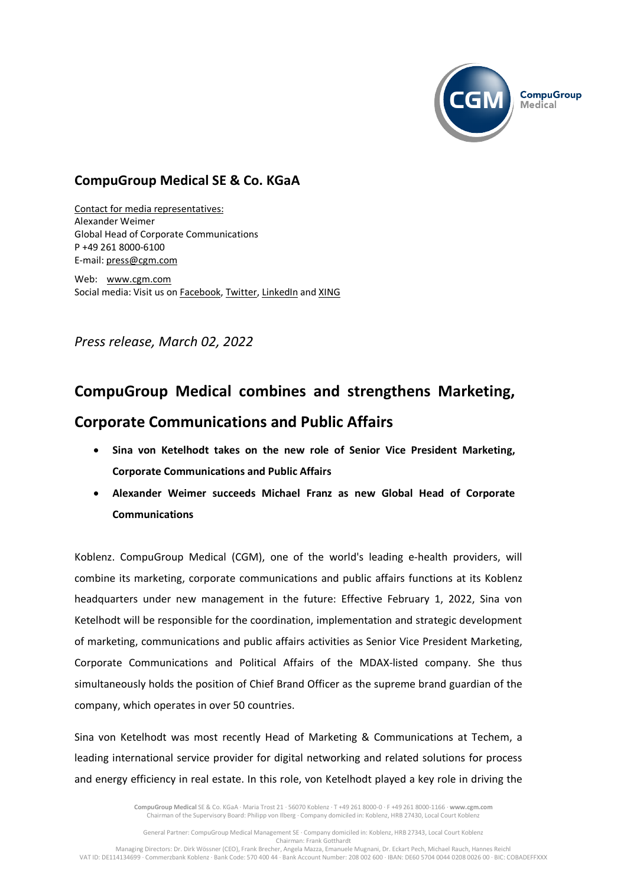## CompuGroup Medical SE & Co. KGaA

Contact for media representatives:
Alexander Weimer
Global Head of Corporate Communications
P +49 261 8000-6100
E-mail: press@cgm.com

Web: www.cgm.com
Social media: Visit us on Facebook, Twitter, LinkedIn and XING

*Press release, March 02, 2022*

# CompuGroup Medical combines and strengthens Marketing, Corporate Communications and Public Affairs

- **Sina von Ketelhodt takes on the new role of Senior Vice President Marketing, Corporate Communications and Public Affairs**
- **Alexander Weimer succeeds Michael Franz as new Global Head of Corporate Communications**

Koblenz. CompuGroup Medical (CGM), one of the world's leading e-health providers, will combine its marketing, corporate communications and public affairs functions at its Koblenz headquarters under new management in the future: Effective February 1, 2022, Sina von Ketelhodt will be responsible for the coordination, implementation and strategic development of marketing, communications and public affairs activities as Senior Vice President Marketing, Corporate Communications and Political Affairs of the MDAX-listed company. She thus simultaneously holds the position of Chief Brand Officer as the supreme brand guardian of the company, which operates in over 50 countries.

Sina von Ketelhodt was most recently Head of Marketing & Communications at Techem, a leading international service provider for digital networking and related solutions for process and energy efficiency in real estate. In this role, von Ketelhodt played a key role in driving the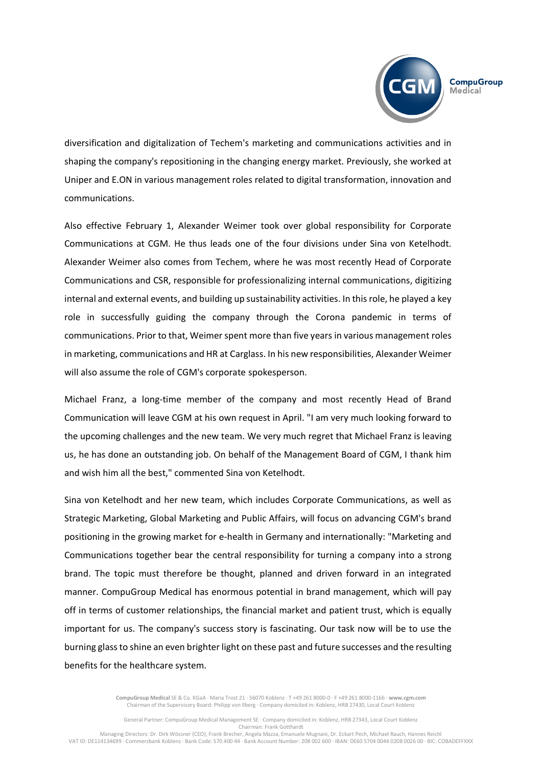diversification and digitalization of Techem's marketing and communications activities and in shaping the company's repositioning in the changing energy market. Previously, she worked at Uniper and E.ON in various management roles related to digital transformation, innovation and communications.

Also effective February 1, Alexander Weimer took over global responsibility for Corporate Communications at CGM. He thus leads one of the four divisions under Sina von Ketelhodt. Alexander Weimer also comes from Techem, where he was most recently Head of Corporate Communications and CSR, responsible for professionalizing internal communications, digitizing internal and external events, and building up sustainability activities. In this role, he played a key role in successfully guiding the company through the Corona pandemic in terms of communications. Prior to that, Weimer spent more than five years in various management roles in marketing, communications and HR at Carglass. In his new responsibilities, Alexander Weimer will also assume the role of CGM's corporate spokesperson.

Michael Franz, a long-time member of the company and most recently Head of Brand Communication will leave CGM at his own request in April. "I am very much looking forward to the upcoming challenges and the new team. We very much regret that Michael Franz is leaving us, he has done an outstanding job. On behalf of the Management Board of CGM, I thank him and wish him all the best," commented Sina von Ketelhodt.

Sina von Ketelhodt and her new team, which includes Corporate Communications, as well as Strategic Marketing, Global Marketing and Public Affairs, will focus on advancing CGM's brand positioning in the growing market for e-health in Germany and internationally: "Marketing and Communications together bear the central responsibility for turning a company into a strong brand. The topic must therefore be thought, planned and driven forward in an integrated manner. CompuGroup Medical has enormous potential in brand management, which will pay off in terms of customer relationships, the financial market and patient trust, which is equally important for us. The company's success story is fascinating. Our task now will be to use the burning glass to shine an even brighter light on these past and future successes and the resulting benefits for the healthcare system.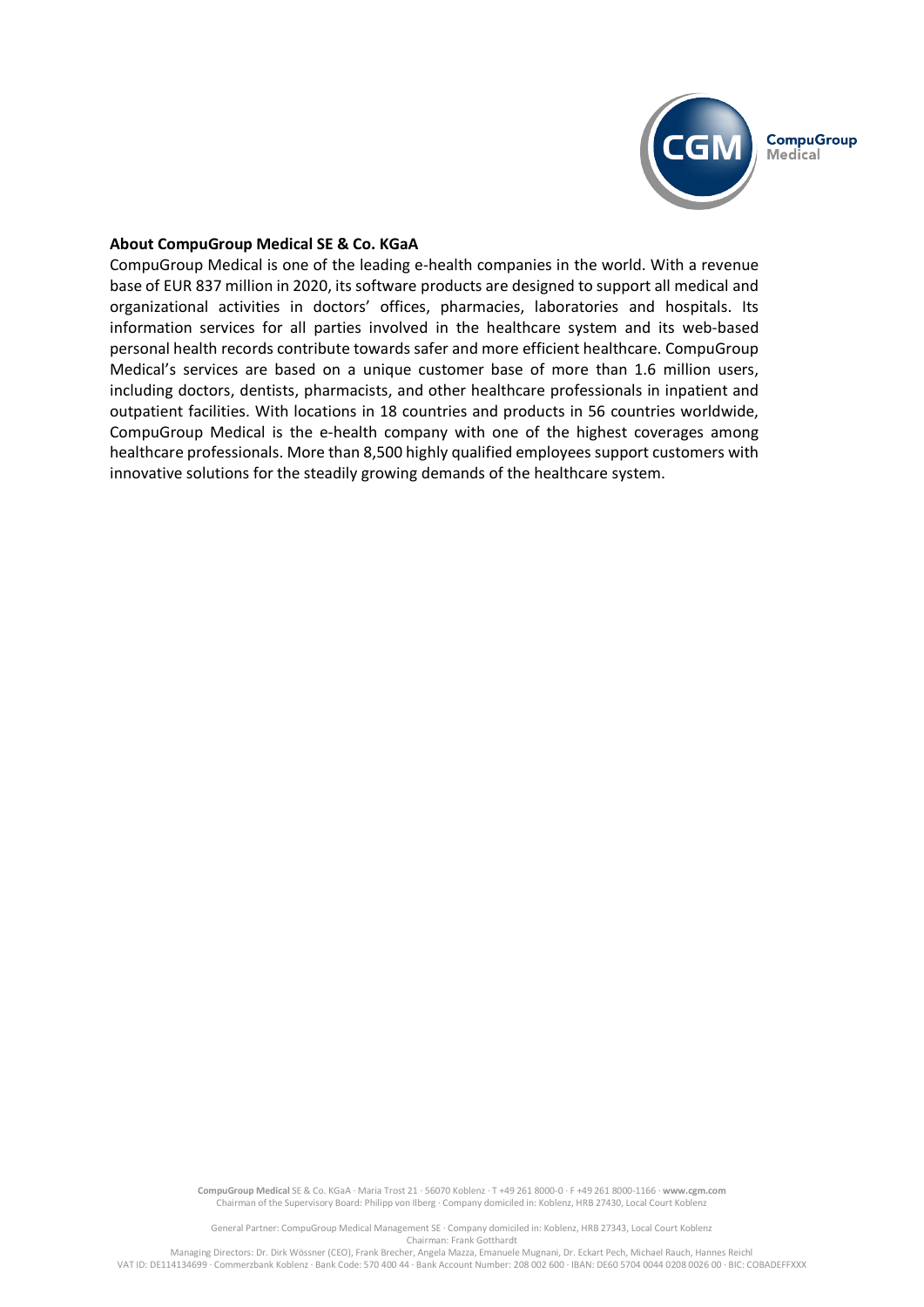**About CompuGroup Medical SE & Co. KGaA**

CompuGroup Medical is one of the leading e-health companies in the world. With a revenue base of EUR 837 million in 2020, its software products are designed to support all medical and organizational activities in doctors' offices, pharmacies, laboratories and hospitals. Its information services for all parties involved in the healthcare system and its web-based personal health records contribute towards safer and more efficient healthcare. CompuGroup Medical's services are based on a unique customer base of more than 1.6 million users, including doctors, dentists, pharmacists, and other healthcare professionals in inpatient and outpatient facilities. With locations in 18 countries and products in 56 countries worldwide, CompuGroup Medical is the e-health company with one of the highest coverages among healthcare professionals. More than 8,500 highly qualified employees support customers with innovative solutions for the steadily growing demands of the healthcare system.